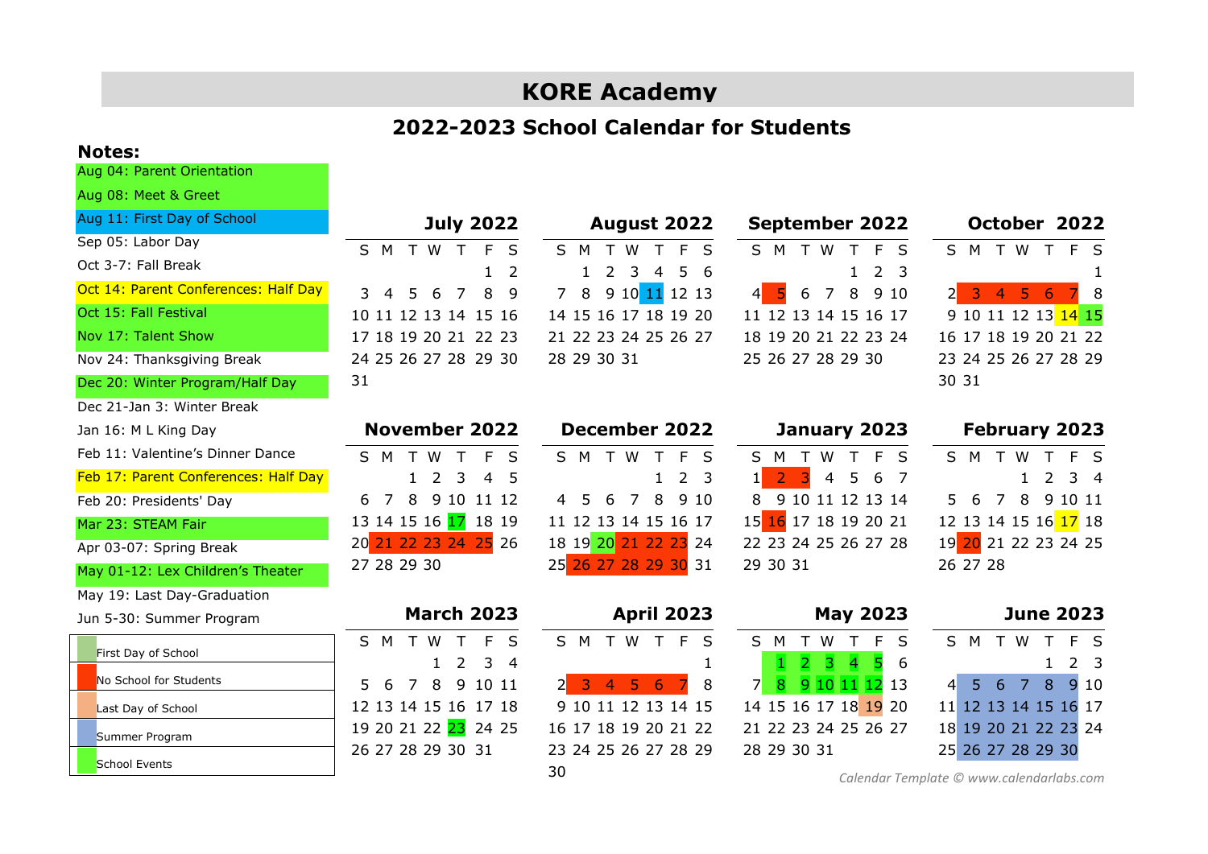# KORE Academy

## 2022-2023 School Calendar for Students

**Notes:**

- Aug 04: Parent Orientation
- Aug 08: Meet & Greet
- Aug 11: First Day of School
- Sep 05: Labor Day
- Oct 3-7: Fall Break
- Oct 14: Parent Conferences: Half Day
- Oct 15: Fall Festival
- Nov 17: Talent Show
- Nov 24: Thanksgiving Break
- Dec 20: Winter Program/Half Day
- Dec 21-Jan 3: Winter Break
- Jan 16: M L King Day
- Feb 11: Valentine's Dinner Dance
- Feb 17: Parent Conferences: Half Day
- Feb 20: Presidents' Day
- Mar 23: STEAM Fair
- Apr 03-07: Spring Break
- May 01-12: Lex Children's Theater
- May 19: Last Day-Graduation
- Jun 5-30: Summer Program

| Legend |
|---|
| First Day of School |
| No School for Students |
| Last Day of School |
| Summer Program |
| School Events |

### July 2022

| S | M | T | W | T | F | S |
|---|---|---|---|---|---|---|
| | | | | | 1 | 2 |
| 3 | 4 | 5 | 6 | 7 | 8 | 9 |
| 10 | 11 | 12 | 13 | 14 | 15 | 16 |
| 17 | 18 | 19 | 20 | 21 | 22 | 23 |
| 24 | 25 | 26 | 27 | 28 | 29 | 30 |
| 31 | | | | | | |

### August 2022

| S | M | T | W | T | F | S |
|---|---|---|---|---|---|---|
| | 1 | 2 | 3 | 4 | 5 | 6 |
| 7 | 8 | 9 | 10 | 11 | 12 | 13 |
| 14 | 15 | 16 | 17 | 18 | 19 | 20 |
| 21 | 22 | 23 | 24 | 25 | 26 | 27 |
| 28 | 29 | 30 | 31 | | | |

### September 2022

| S | M | T | W | T | F | S |
|---|---|---|---|---|---|---|
| | | | | 1 | 2 | 3 |
| 4 | 5 | 6 | 7 | 8 | 9 | 10 |
| 11 | 12 | 13 | 14 | 15 | 16 | 17 |
| 18 | 19 | 20 | 21 | 22 | 23 | 24 |
| 25 | 26 | 27 | 28 | 29 | 30 | |

### October 2022

| S | M | T | W | T | F | S |
|---|---|---|---|---|---|---|
| | | | | | | 1 |
| 2 | 3 | 4 | 5 | 6 | 7 | 8 |
| 9 | 10 | 11 | 12 | 13 | 14 | 15 |
| 16 | 17 | 18 | 19 | 20 | 21 | 22 |
| 23 | 24 | 25 | 26 | 27 | 28 | 29 |
| 30 | 31 | | | | | |

### November 2022

| S | M | T | W | T | F | S |
|---|---|---|---|---|---|---|
| | | 1 | 2 | 3 | 4 | 5 |
| 6 | 7 | 8 | 9 | 10 | 11 | 12 |
| 13 | 14 | 15 | 16 | 17 | 18 | 19 |
| 20 | 21 | 22 | 23 | 24 | 25 | 26 |
| 27 | 28 | 29 | 30 | | | |

### December 2022

| S | M | T | W | T | F | S |
|---|---|---|---|---|---|---|
| | | | | 1 | 2 | 3 |
| 4 | 5 | 6 | 7 | 8 | 9 | 10 |
| 11 | 12 | 13 | 14 | 15 | 16 | 17 |
| 18 | 19 | 20 | 21 | 22 | 23 | 24 |
| 25 | 26 | 27 | 28 | 29 | 30 | 31 |

### January 2023

| S | M | T | W | T | F | S |
|---|---|---|---|---|---|---|
| 1 | 2 | 3 | 4 | 5 | 6 | 7 |
| 8 | 9 | 10 | 11 | 12 | 13 | 14 |
| 15 | 16 | 17 | 18 | 19 | 20 | 21 |
| 22 | 23 | 24 | 25 | 26 | 27 | 28 |
| 29 | 30 | 31 | | | | |

### February 2023

| S | M | T | W | T | F | S |
|---|---|---|---|---|---|---|
| | | | 1 | 2 | 3 | 4 |
| 5 | 6 | 7 | 8 | 9 | 10 | 11 |
| 12 | 13 | 14 | 15 | 16 | 17 | 18 |
| 19 | 20 | 21 | 22 | 23 | 24 | 25 |
| 26 | 27 | 28 | | | | |

### March 2023

| S | M | T | W | T | F | S |
|---|---|---|---|---|---|---|
| | | | 1 | 2 | 3 | 4 |
| 5 | 6 | 7 | 8 | 9 | 10 | 11 |
| 12 | 13 | 14 | 15 | 16 | 17 | 18 |
| 19 | 20 | 21 | 22 | 23 | 24 | 25 |
| 26 | 27 | 28 | 29 | 30 | 31 | |

### April 2023

| S | M | T | W | T | F | S |
|---|---|---|---|---|---|---|
| | | | | | | 1 |
| 2 | 3 | 4 | 5 | 6 | 7 | 8 |
| 9 | 10 | 11 | 12 | 13 | 14 | 15 |
| 16 | 17 | 18 | 19 | 20 | 21 | 22 |
| 23 | 24 | 25 | 26 | 27 | 28 | 29 |
| 30 | | | | | | |

### May 2023

| S | M | T | W | T | F | S |
|---|---|---|---|---|---|---|
| | 1 | 2 | 3 | 4 | 5 | 6 |
| 7 | 8 | 9 | 10 | 11 | 12 | 13 |
| 14 | 15 | 16 | 17 | 18 | 19 | 20 |
| 21 | 22 | 23 | 24 | 25 | 26 | 27 |
| 28 | 29 | 30 | 31 | | | |

### June 2023

| S | M | T | W | T | F | S |
|---|---|---|---|---|---|---|
| | | | | 1 | 2 | 3 |
| 4 | 5 | 6 | 7 | 8 | 9 | 10 |
| 11 | 12 | 13 | 14 | 15 | 16 | 17 |
| 18 | 19 | 20 | 21 | 22 | 23 | 24 |
| 25 | 26 | 27 | 28 | 29 | 30 | |

*Calendar Template © www.calendarlabs.com*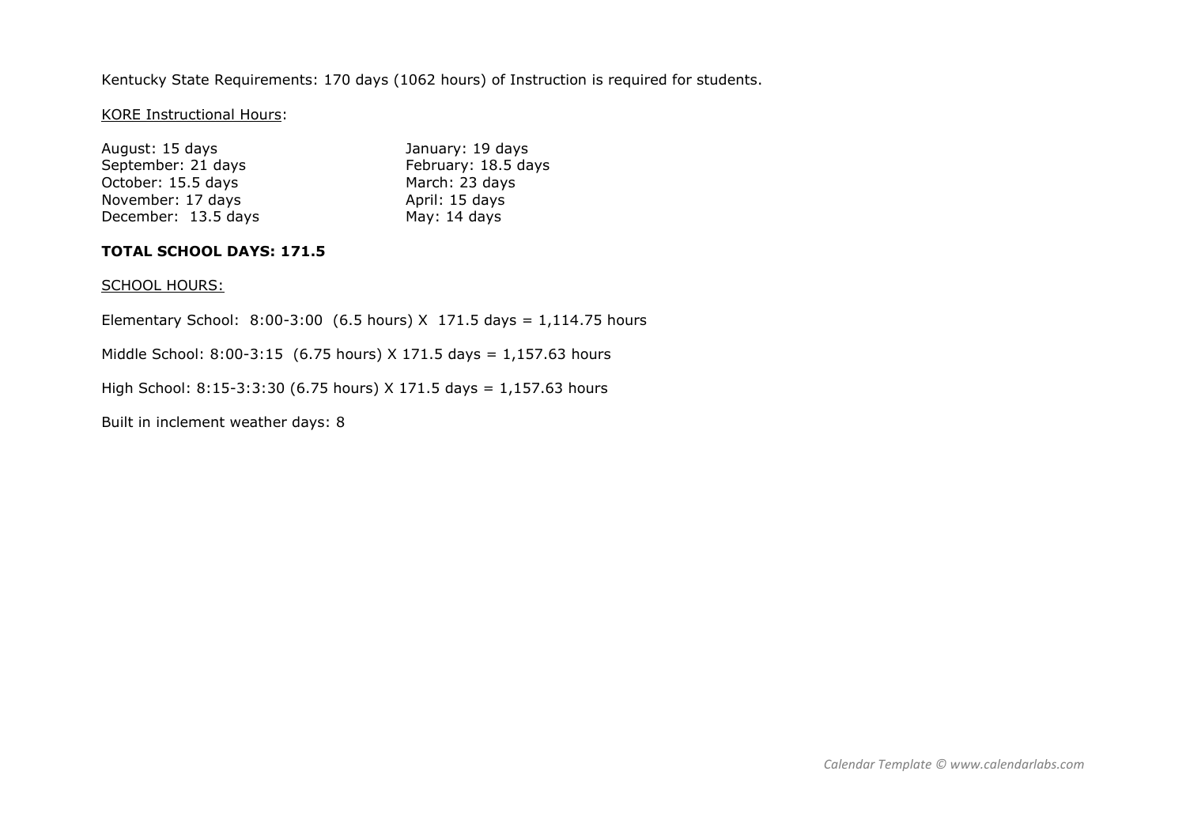Kentucky State Requirements: 170 days (1062 hours) of Instruction is required for students.

KORE Instructional Hours:

August: 15 days
September: 21 days
October: 15.5 days
November: 17 days
December: 13.5 days

January: 19 days
February: 18.5 days
March: 23 days
April: 15 days
May: 14 days

**TOTAL SCHOOL DAYS: 171.5**

SCHOOL HOURS:

Elementary School: 8:00-3:00 (6.5 hours) X 171.5 days = 1,114.75 hours

Middle School: 8:00-3:15 (6.75 hours) X 171.5 days = 1,157.63 hours

High School: 8:15-3:3:30 (6.75 hours) X 171.5 days = 1,157.63 hours

Built in inclement weather days: 8

*Calendar Template © www.calendarlabs.com*